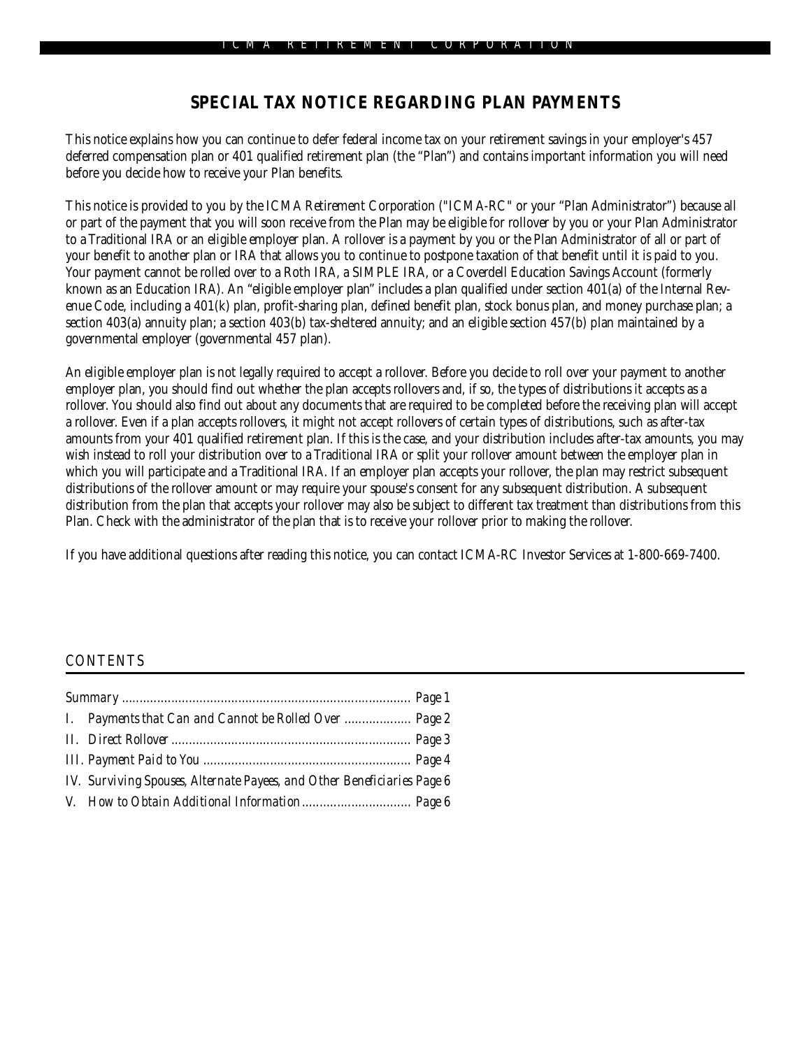# SPECIAL TAX NOTICE REGARDING PLAN PAYMENTS

This notice explains how you can continue to defer federal income tax on your retirement savings in your employer's 457 deferred compensation plan or 401 qualified retirement plan (the "Plan") and contains important information you will need before you decide how to receive your Plan benefits.

This notice is provided to you by the ICMA Retirement Corporation ("ICMA-RC" or your "Plan Administrator") because all or part of the payment that you will soon receive from the Plan may be eligible for rollover by you or your Plan Administrator to a Traditional IRA or an eligible employer plan. A rollover is a payment by you or the Plan Administrator of all or part of your benefit to another plan or IRA that allows you to continue to postpone taxation of that benefit until it is paid to you. Your payment cannot be rolled over to a Roth IRA, a SIMPLE IRA, or a Coverdell Education Savings Account (formerly known as an Education IRA). An "eligible employer plan" includes a plan qualified under section 401(a) of the Internal Revenue Code, including a 401(k) plan, profit-sharing plan, defined benefit plan, stock bonus plan, and money purchase plan; a section 403(a) annuity plan; a section 403(b) tax-sheltered annuity; and an eligible section 457(b) plan maintained by a governmental employer (governmental 457 plan).

An eligible employer plan is not legally required to accept a rollover. Before you decide to roll over your payment to another employer plan, you should find out whether the plan accepts rollovers and, if so, the types of distributions it accepts as a rollover. You should also find out about any documents that are required to be completed before the receiving plan will accept a rollover. Even if a plan accepts rollovers, it might not accept rollovers of certain types of distributions, such as after-tax amounts from your 401 qualified retirement plan. If this is the case, and your distribution includes after-tax amounts, you may wish instead to roll your distribution over to a Traditional IRA or split your rollover amount between the employer plan in which you will participate and a Traditional IRA. If an employer plan accepts your rollover, the plan may restrict subsequent distributions of the rollover amount or may require your spouse's consent for any subsequent distribution. A subsequent distribution from the plan that accepts your rollover may also be subject to different tax treatment than distributions from this Plan. Check with the administrator of the plan that is to receive your rollover prior to making the rollover.

If you have additional questions after reading this notice, you can contact ICMA-RC Investor Services at 1-800-669-7400.

## CONTENTS

*Summary* ............................................................................ *Page 1*

*I. Payments that Can and Cannot be Rolled Over* .................. *Page 2*

*II. Direct Rollover* ................................................................ *Page 3*

*III. Payment Paid to You* ...................................................... *Page 4*

*IV. Surviving Spouses, Alternate Payees, and Other Beneficiaries* *Page 6*

*V. How to Obtain Additional Information* .............................. *Page 6*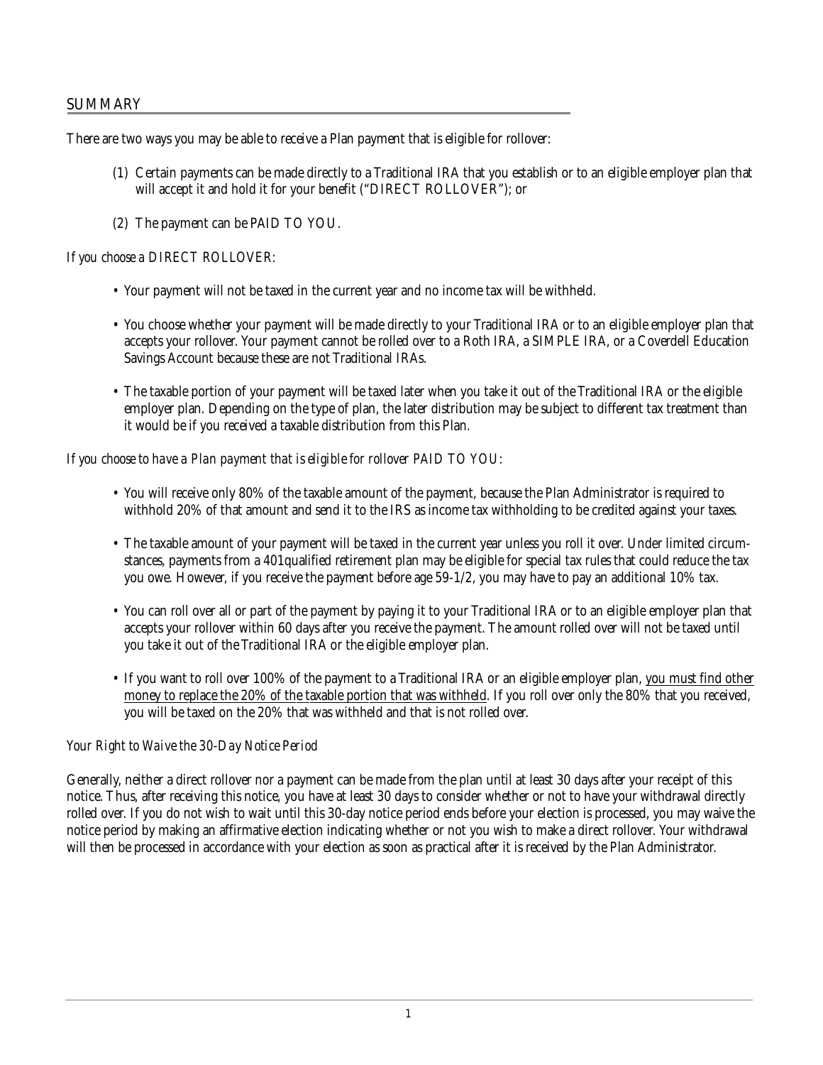## SUMMARY

There are two ways you may be able to receive a Plan payment that is eligible for rollover:

(1) Certain payments can be made directly to a Traditional IRA that you establish or to an eligible employer plan that will accept it and hold it for your benefit ("DIRECT ROLLOVER"); or

(2) The payment can be PAID TO YOU.

*If you choose a DIRECT ROLLOVER:*

- Your payment will not be taxed in the current year and no income tax will be withheld.
- You choose whether your payment will be made directly to your Traditional IRA or to an eligible employer plan that accepts your rollover. Your payment cannot be rolled over to a Roth IRA, a SIMPLE IRA, or a Coverdell Education Savings Account because these are not Traditional IRAs.
- The taxable portion of your payment will be taxed later when you take it out of the Traditional IRA or the eligible employer plan. Depending on the type of plan, the later distribution may be subject to different tax treatment than it would be if you received a taxable distribution from this Plan.

*If you choose to have a Plan payment that is eligible for rollover PAID TO YOU:*

- You will receive only 80% of the taxable amount of the payment, because the Plan Administrator is required to withhold 20% of that amount and send it to the IRS as income tax withholding to be credited against your taxes.
- The taxable amount of your payment will be taxed in the current year unless you roll it over. Under limited circumstances, payments from a 401qualified retirement plan may be eligible for special tax rules that could reduce the tax you owe. However, if you receive the payment before age 59-1/2, you may have to pay an additional 10% tax.
- You can roll over all or part of the payment by paying it to your Traditional IRA or to an eligible employer plan that accepts your rollover within 60 days after you receive the payment. The amount rolled over will not be taxed until you take it out of the Traditional IRA or the eligible employer plan.
- If you want to roll over 100% of the payment to a Traditional IRA or an eligible employer plan, <u>you must find other money to replace the 20% of the taxable portion that was withheld</u>. If you roll over only the 80% that you received, you will be taxed on the 20% that was withheld and that is not rolled over.

*Your Right to Waive the 30-Day Notice Period*

Generally, neither a direct rollover nor a payment can be made from the plan until at least 30 days after your receipt of this notice. Thus, after receiving this notice, you have at least 30 days to consider whether or not to have your withdrawal directly rolled over. If you do not wish to wait until this 30-day notice period ends before your election is processed, you may waive the notice period by making an affirmative election indicating whether or not you wish to make a direct rollover. Your withdrawal will then be processed in accordance with your election as soon as practical after it is received by the Plan Administrator.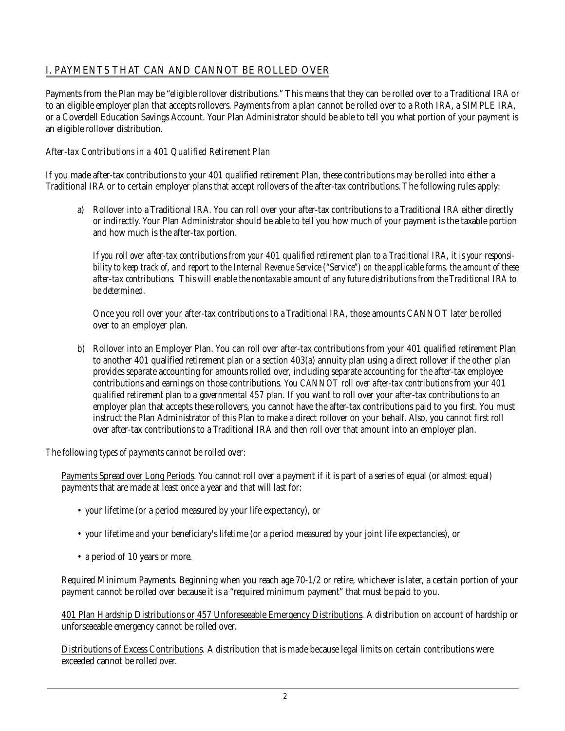## I. PAYMENTS THAT CAN AND CANNOT BE ROLLED OVER

Payments from the Plan may be "eligible rollover distributions." This means that they can be rolled over to a Traditional IRA or to an eligible employer plan that accepts rollovers. Payments from a plan cannot be rolled over to a Roth IRA, a SIMPLE IRA, or a Coverdell Education Savings Account. Your Plan Administrator should be able to tell you what portion of your payment is an eligible rollover distribution.

*After-tax Contributions in a 401 Qualified Retirement Plan*

If you made after-tax contributions to your 401 qualified retirement Plan, these contributions may be rolled into either a Traditional IRA or to certain employer plans that accept rollovers of the after-tax contributions. The following rules apply:

a) Rollover into a Traditional IRA. You can roll over your after-tax contributions to a Traditional IRA either directly or indirectly. Your Plan Administrator should be able to tell you how much of your payment is the taxable portion and how much is the after-tax portion.

   *If you roll over after-tax contributions from your 401 qualified retirement plan to a Traditional IRA, it is your responsibility to keep track of, and report to the Internal Revenue Service ("Service") on the applicable forms, the amount of these after-tax contributions. This will enable the nontaxable amount of any future distributions from the Traditional IRA to be determined.*

   Once you roll over your after-tax contributions to a Traditional IRA, those amounts CANNOT later be rolled over to an employer plan.

b) Rollover into an Employer Plan. You can roll over after-tax contributions from your 401 qualified retirement Plan to another 401 qualified retirement plan or a section 403(a) annuity plan using a direct rollover if the other plan provides separate accounting for amounts rolled over, including separate accounting for the after-tax employee contributions and earnings on those contributions. *You CANNOT roll over after-tax contributions from your 401 qualified retirement plan to a governmental 457 plan.* If you want to roll over your after-tax contributions to an employer plan that accepts these rollovers, you cannot have the after-tax contributions paid to you first. You must instruct the Plan Administrator of this Plan to make a direct rollover on your behalf. Also, you cannot first roll over after-tax contributions to a Traditional IRA and then roll over that amount into an employer plan.

*The following types of payments cannot be rolled over:*

Payments Spread over Long Periods. You cannot roll over a payment if it is part of a series of equal (or almost equal) payments that are made at least once a year and that will last for:

- your lifetime (or a period measured by your life expectancy), or
- your lifetime and your beneficiary's lifetime (or a period measured by your joint life expectancies), or
- a period of 10 years or more.

Required Minimum Payments. Beginning when you reach age 70-1/2 or retire, whichever is later, a certain portion of your payment cannot be rolled over because it is a "required minimum payment" that must be paid to you.

401 Plan Hardship Distributions or 457 Unforeseeable Emergency Distributions. A distribution on account of hardship or unforseaeable emergency cannot be rolled over.

Distributions of Excess Contributions. A distribution that is made because legal limits on certain contributions were exceeded cannot be rolled over.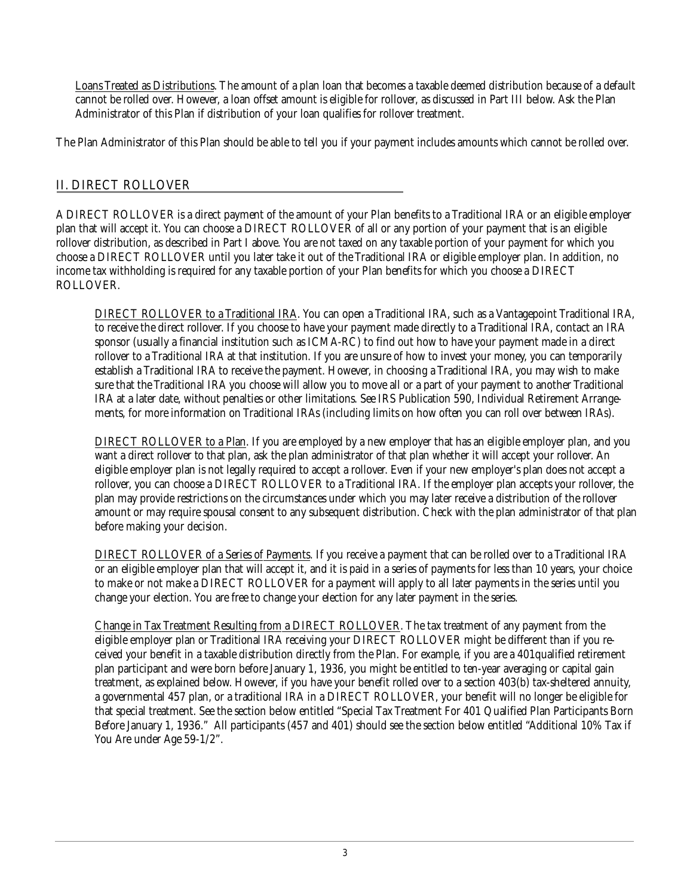Loans Treated as Distributions. The amount of a plan loan that becomes a taxable deemed distribution because of a default cannot be rolled over. However, a loan offset amount is eligible for rollover, as discussed in Part III below. Ask the Plan Administrator of this Plan if distribution of your loan qualifies for rollover treatment.

The Plan Administrator of this Plan should be able to tell you if your payment includes amounts which cannot be rolled over.

## II. DIRECT ROLLOVER

A DIRECT ROLLOVER is a direct payment of the amount of your Plan benefits to a Traditional IRA or an eligible employer plan that will accept it. You can choose a DIRECT ROLLOVER of all or any portion of your payment that is an eligible rollover distribution, as described in Part I above. You are not taxed on any taxable portion of your payment for which you choose a DIRECT ROLLOVER until you later take it out of the Traditional IRA or eligible employer plan. In addition, no income tax withholding is required for any taxable portion of your Plan benefits for which you choose a DIRECT ROLLOVER.

DIRECT ROLLOVER to a Traditional IRA. You can open a Traditional IRA, such as a Vantagepoint Traditional IRA, to receive the direct rollover. If you choose to have your payment made directly to a Traditional IRA, contact an IRA sponsor (usually a financial institution such as ICMA-RC) to find out how to have your payment made in a direct rollover to a Traditional IRA at that institution. If you are unsure of how to invest your money, you can temporarily establish a Traditional IRA to receive the payment. However, in choosing a Traditional IRA, you may wish to make sure that the Traditional IRA you choose will allow you to move all or a part of your payment to another Traditional IRA at a later date, without penalties or other limitations. See IRS Publication 590, Individual Retirement Arrangements, for more information on Traditional IRAs (including limits on how often you can roll over between IRAs).

DIRECT ROLLOVER to a Plan. If you are employed by a new employer that has an eligible employer plan, and you want a direct rollover to that plan, ask the plan administrator of that plan whether it will accept your rollover. An eligible employer plan is not legally required to accept a rollover. Even if your new employer's plan does not accept a rollover, you can choose a DIRECT ROLLOVER to a Traditional IRA. If the employer plan accepts your rollover, the plan may provide restrictions on the circumstances under which you may later receive a distribution of the rollover amount or may require spousal consent to any subsequent distribution. Check with the plan administrator of that plan before making your decision.

DIRECT ROLLOVER of a Series of Payments. If you receive a payment that can be rolled over to a Traditional IRA or an eligible employer plan that will accept it, and it is paid in a series of payments for less than 10 years, your choice to make or not make a DIRECT ROLLOVER for a payment will apply to all later payments in the series until you change your election. You are free to change your election for any later payment in the series.

Change in Tax Treatment Resulting from a DIRECT ROLLOVER. The tax treatment of any payment from the eligible employer plan or Traditional IRA receiving your DIRECT ROLLOVER might be different than if you received your benefit in a taxable distribution directly from the Plan. For example, if you are a 401qualified retirement plan participant and were born before January 1, 1936, you might be entitled to ten-year averaging or capital gain treatment, as explained below. However, if you have your benefit rolled over to a section 403(b) tax-sheltered annuity, a governmental 457 plan, or a traditional IRA in a DIRECT ROLLOVER, your benefit will no longer be eligible for that special treatment. See the section below entitled "Special Tax Treatment For 401 Qualified Plan Participants Born Before January 1, 1936." All participants (457 and 401) should see the section below entitled "Additional 10% Tax if You Are under Age 59-1/2".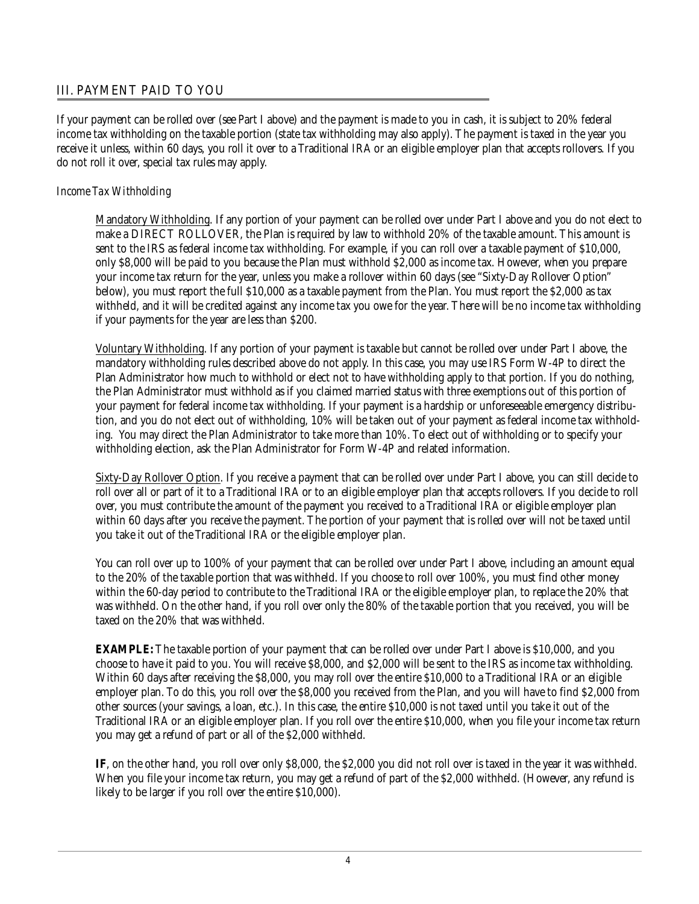## III. PAYMENT PAID TO YOU

If your payment can be rolled over (see Part I above) and the payment is made to you in cash, it is subject to 20% federal income tax withholding on the taxable portion (state tax withholding may also apply). The payment is taxed in the year you receive it unless, within 60 days, you roll it over to a Traditional IRA or an eligible employer plan that accepts rollovers. If you do not roll it over, special tax rules may apply.

*Income Tax Withholding*

Mandatory Withholding. If any portion of your payment can be rolled over under Part I above and you do not elect to make a DIRECT ROLLOVER, the Plan is required by law to withhold 20% of the taxable amount. This amount is sent to the IRS as federal income tax withholding. For example, if you can roll over a taxable payment of $10,000, only $8,000 will be paid to you because the Plan must withhold $2,000 as income tax. However, when you prepare your income tax return for the year, unless you make a rollover within 60 days (see "Sixty-Day Rollover Option" below), you must report the full $10,000 as a taxable payment from the Plan. You must report the $2,000 as tax withheld, and it will be credited against any income tax you owe for the year. There will be no income tax withholding if your payments for the year are less than $200.

Voluntary Withholding. If any portion of your payment is taxable but cannot be rolled over under Part I above, the mandatory withholding rules described above do not apply. In this case, you may use IRS Form W-4P to direct the Plan Administrator how much to withhold or elect not to have withholding apply to that portion. If you do nothing, the Plan Administrator must withhold as if you claimed married status with three exemptions out of this portion of your payment for federal income tax withholding. If your payment is a hardship or unforeseeable emergency distribution, and you do not elect out of withholding, 10% will be taken out of your payment as federal income tax withholding. You may direct the Plan Administrator to take more than 10%. To elect out of withholding or to specify your withholding election, ask the Plan Administrator for Form W-4P and related information.

Sixty-Day Rollover Option. If you receive a payment that can be rolled over under Part I above, you can still decide to roll over all or part of it to a Traditional IRA or to an eligible employer plan that accepts rollovers. If you decide to roll over, you must contribute the amount of the payment you received to a Traditional IRA or eligible employer plan within 60 days after you receive the payment. The portion of your payment that is rolled over will not be taxed until you take it out of the Traditional IRA or the eligible employer plan.

You can roll over up to 100% of your payment that can be rolled over under Part I above, including an amount equal to the 20% of the taxable portion that was withheld. If you choose to roll over 100%, you must find other money within the 60-day period to contribute to the Traditional IRA or the eligible employer plan, to replace the 20% that was withheld. On the other hand, if you roll over only the 80% of the taxable portion that you received, you will be taxed on the 20% that was withheld.

**EXAMPLE:** The taxable portion of your payment that can be rolled over under Part I above is $10,000, and you choose to have it paid to you. You will receive $8,000, and $2,000 will be sent to the IRS as income tax withholding. Within 60 days after receiving the $8,000, you may roll over the entire $10,000 to a Traditional IRA or an eligible employer plan. To do this, you roll over the $8,000 you received from the Plan, and you will have to find $2,000 from other sources (your savings, a loan, etc.). In this case, the entire $10,000 is not taxed until you take it out of the Traditional IRA or an eligible employer plan. If you roll over the entire $10,000, when you file your income tax return you may get a refund of part or all of the $2,000 withheld.

**IF**, on the other hand, you roll over only $8,000, the $2,000 you did not roll over is taxed in the year it was withheld. When you file your income tax return, you may get a refund of part of the $2,000 withheld. (However, any refund is likely to be larger if you roll over the entire $10,000).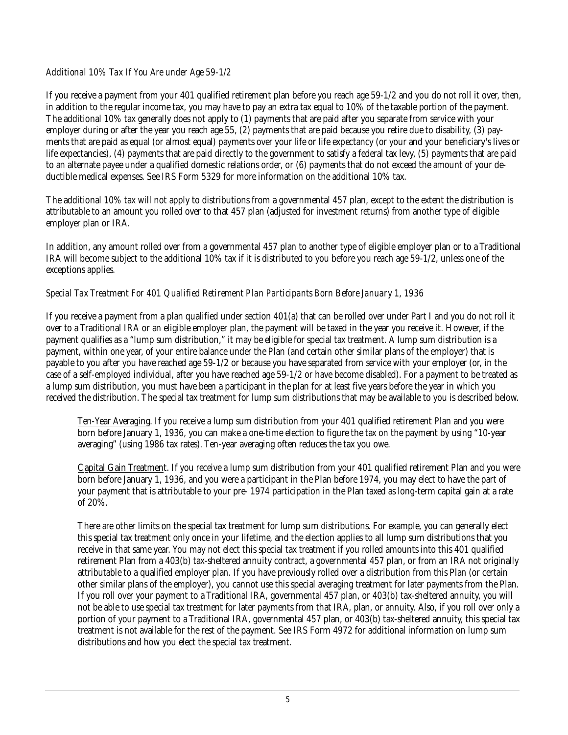*Additional 10% Tax If You Are under Age 59-1/2*

If you receive a payment from your 401 qualified retirement plan before you reach age 59-1/2 and you do not roll it over, then, in addition to the regular income tax, you may have to pay an extra tax equal to 10% of the taxable portion of the payment. The additional 10% tax generally does not apply to (1) payments that are paid after you separate from service with your employer during or after the year you reach age 55, (2) payments that are paid because you retire due to disability, (3) payments that are paid as equal (or almost equal) payments over your life or life expectancy (or your and your beneficiary's lives or life expectancies), (4) payments that are paid directly to the government to satisfy a federal tax levy, (5) payments that are paid to an alternate payee under a qualified domestic relations order, or (6) payments that do not exceed the amount of your deductible medical expenses. See IRS Form 5329 for more information on the additional 10% tax.

The additional 10% tax will not apply to distributions from a governmental 457 plan, except to the extent the distribution is attributable to an amount you rolled over to that 457 plan (adjusted for investment returns) from another type of eligible employer plan or IRA.

In addition, any amount rolled over from a governmental 457 plan to another type of eligible employer plan or to a Traditional IRA will become subject to the additional 10% tax if it is distributed to you before you reach age 59-1/2, unless one of the exceptions applies.

*Special Tax Treatment For 401 Qualified Retirement Plan Participants Born Before January 1, 1936*

If you receive a payment from a plan qualified under section 401(a) that can be rolled over under Part I and you do not roll it over to a Traditional IRA or an eligible employer plan, the payment will be taxed in the year you receive it. However, if the payment qualifies as a "lump sum distribution," it may be eligible for special tax treatment. A lump sum distribution is a payment, within one year, of your entire balance under the Plan (and certain other similar plans of the employer) that is payable to you after you have reached age 59-1/2 or because you have separated from service with your employer (or, in the case of a self-employed individual, after you have reached age 59-1/2 or have become disabled). For a payment to be treated as a lump sum distribution, you must have been a participant in the plan for at least five years before the year in which you received the distribution. The special tax treatment for lump sum distributions that may be available to you is described below.

> Ten-Year Averaging. If you receive a lump sum distribution from your 401 qualified retirement Plan and you were born before January 1, 1936, you can make a one-time election to figure the tax on the payment by using "10-year averaging" (using 1986 tax rates). Ten-year averaging often reduces the tax you owe.
>
> Capital Gain Treatment. If you receive a lump sum distribution from your 401 qualified retirement Plan and you were born before January 1, 1936, and you were a participant in the Plan before 1974, you may elect to have the part of your payment that is attributable to your pre- 1974 participation in the Plan taxed as long-term capital gain at a rate of 20%.
>
> There are other limits on the special tax treatment for lump sum distributions. For example, you can generally elect this special tax treatment only once in your lifetime, and the election applies to all lump sum distributions that you receive in that same year. You may not elect this special tax treatment if you rolled amounts into this 401 qualified retirement Plan from a 403(b) tax-sheltered annuity contract, a governmental 457 plan, or from an IRA not originally attributable to a qualified employer plan. If you have previously rolled over a distribution from this Plan (or certain other similar plans of the employer), you cannot use this special averaging treatment for later payments from the Plan. If you roll over your payment to a Traditional IRA, governmental 457 plan, or 403(b) tax-sheltered annuity, you will not be able to use special tax treatment for later payments from that IRA, plan, or annuity. Also, if you roll over only a portion of your payment to a Traditional IRA, governmental 457 plan, or 403(b) tax-sheltered annuity, this special tax treatment is not available for the rest of the payment. See IRS Form 4972 for additional information on lump sum distributions and how you elect the special tax treatment.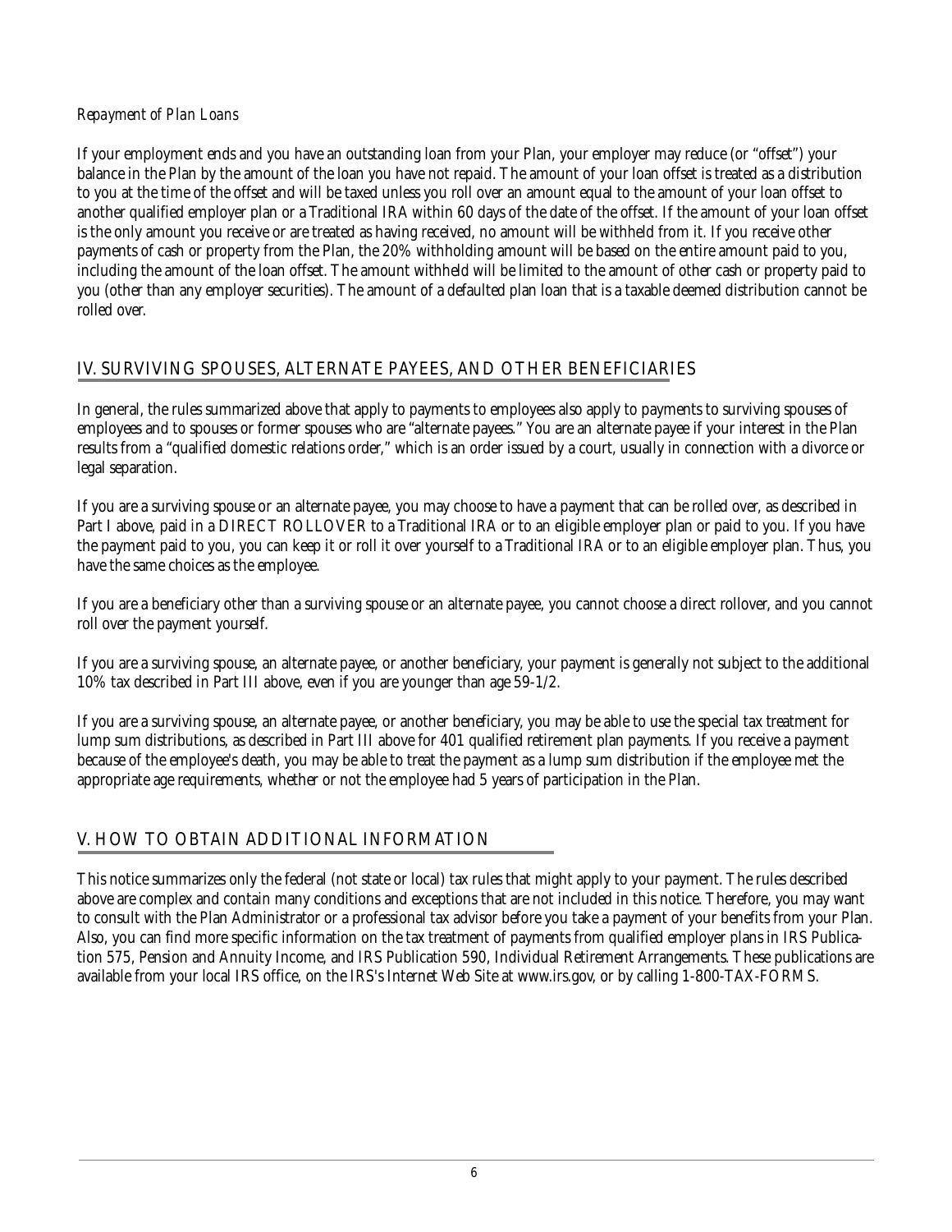*Repayment of Plan Loans*

If your employment ends and you have an outstanding loan from your Plan, your employer may reduce (or "offset") your balance in the Plan by the amount of the loan you have not repaid. The amount of your loan offset is treated as a distribution to you at the time of the offset and will be taxed unless you roll over an amount equal to the amount of your loan offset to another qualified employer plan or a Traditional IRA within 60 days of the date of the offset. If the amount of your loan offset is the only amount you receive or are treated as having received, no amount will be withheld from it. If you receive other payments of cash or property from the Plan, the 20% withholding amount will be based on the entire amount paid to you, including the amount of the loan offset. The amount withheld will be limited to the amount of other cash or property paid to you (other than any employer securities). The amount of a defaulted plan loan that is a taxable deemed distribution cannot be rolled over.

## IV. SURVIVING SPOUSES, ALTERNATE PAYEES, AND OTHER BENEFICIARIES

In general, the rules summarized above that apply to payments to employees also apply to payments to surviving spouses of employees and to spouses or former spouses who are "alternate payees." You are an alternate payee if your interest in the Plan results from a "qualified domestic relations order," which is an order issued by a court, usually in connection with a divorce or legal separation.

If you are a surviving spouse or an alternate payee, you may choose to have a payment that can be rolled over, as described in Part I above, paid in a DIRECT ROLLOVER to a Traditional IRA or to an eligible employer plan or paid to you. If you have the payment paid to you, you can keep it or roll it over yourself to a Traditional IRA or to an eligible employer plan. Thus, you have the same choices as the employee.

If you are a beneficiary other than a surviving spouse or an alternate payee, you cannot choose a direct rollover, and you cannot roll over the payment yourself.

If you are a surviving spouse, an alternate payee, or another beneficiary, your payment is generally not subject to the additional 10% tax described in Part III above, even if you are younger than age 59-1/2.

If you are a surviving spouse, an alternate payee, or another beneficiary, you may be able to use the special tax treatment for lump sum distributions, as described in Part III above for 401 qualified retirement plan payments. If you receive a payment because of the employee's death, you may be able to treat the payment as a lump sum distribution if the employee met the appropriate age requirements, whether or not the employee had 5 years of participation in the Plan.

## V. HOW TO OBTAIN ADDITIONAL INFORMATION

This notice summarizes only the federal (not state or local) tax rules that might apply to your payment. The rules described above are complex and contain many conditions and exceptions that are not included in this notice. Therefore, you may want to consult with the Plan Administrator or a professional tax advisor before you take a payment of your benefits from your Plan. Also, you can find more specific information on the tax treatment of payments from qualified employer plans in IRS Publication 575, Pension and Annuity Income, and IRS Publication 590, Individual Retirement Arrangements. These publications are available from your local IRS office, on the IRS's Internet Web Site at www.irs.gov, or by calling 1-800-TAX-FORMS.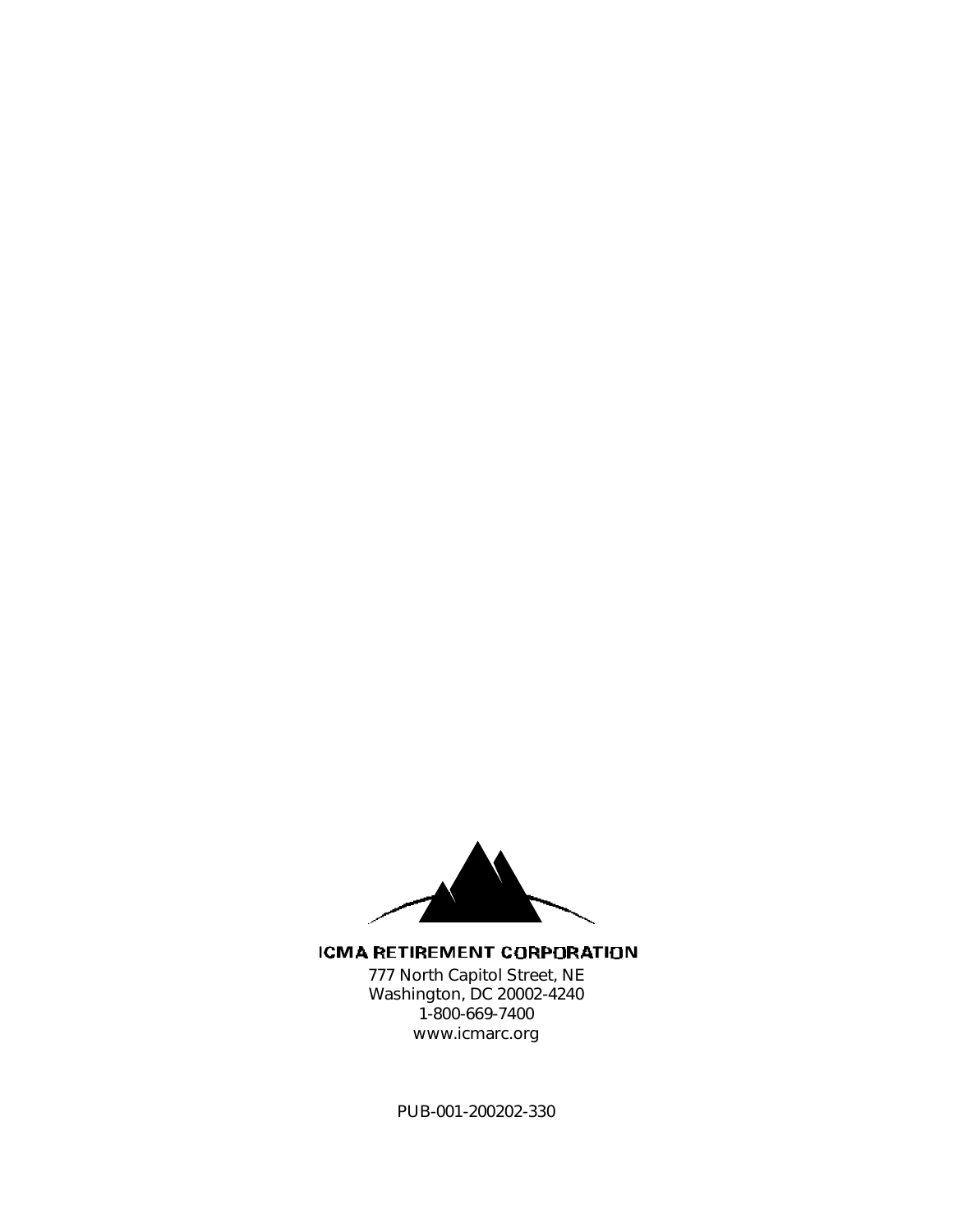**ICMA RETIREMENT CORPORATION**

777 North Capitol Street, NE
Washington, DC 20002-4240
1-800-669-7400
www.icmarc.org

PUB-001-200202-330